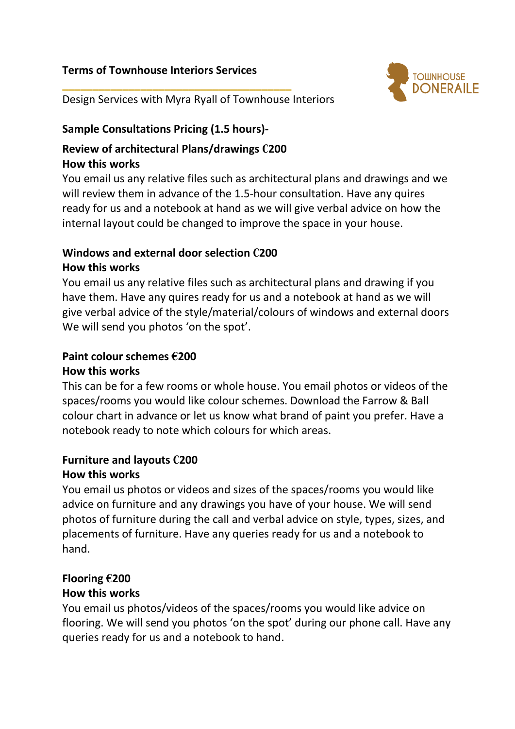**Terms of Townhouse Interiors Services**

TOWNHOUSE DONERAILE

Design Services with Myra Ryall of Townhouse Interiors

**Sample Consultations Pricing (1.5 hours)-**

**Review of architectural Plans/drawings €200**
**How this works**
You email us any relative files such as architectural plans and drawings and we will review them in advance of the 1.5-hour consultation. Have any quires ready for us and a notebook at hand as we will give verbal advice on how the internal layout could be changed to improve the space in your house.

**Windows and external door selection €200**
**How this works**
You email us any relative files such as architectural plans and drawing if you have them. Have any quires ready for us and a notebook at hand as we will give verbal advice of the style/material/colours of windows and external doors We will send you photos 'on the spot'.

**Paint colour schemes €200**
**How this works**
This can be for a few rooms or whole house. You email photos or videos of the spaces/rooms you would like colour schemes. Download the Farrow & Ball colour chart in advance or let us know what brand of paint you prefer. Have a notebook ready to note which colours for which areas.

**Furniture and layouts €200**
**How this works**
You email us photos or videos and sizes of the spaces/rooms you would like advice on furniture and any drawings you have of your house. We will send photos of furniture during the call and verbal advice on style, types, sizes, and placements of furniture. Have any queries ready for us and a notebook to hand.

**Flooring €200**
**How this works**
You email us photos/videos of the spaces/rooms you would like advice on flooring. We will send you photos 'on the spot' during our phone call. Have any queries ready for us and a notebook to hand.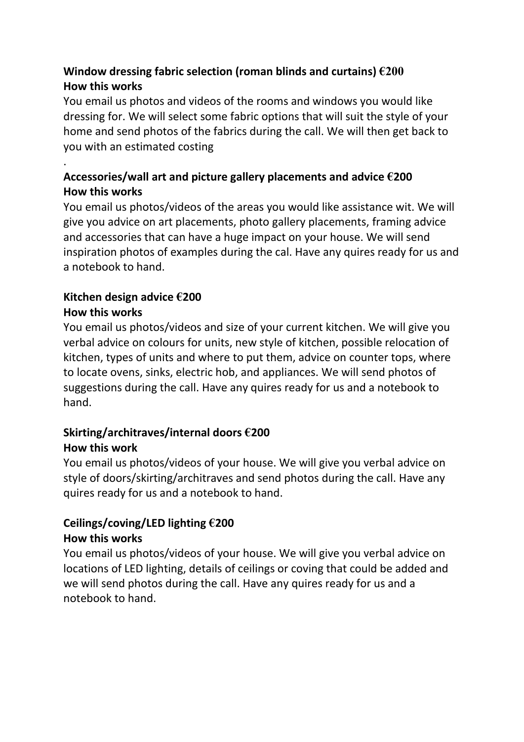**Window dressing fabric selection (roman blinds and curtains) €200**
**How this works**

You email us photos and videos of the rooms and windows you would like dressing for. We will select some fabric options that will suit the style of your home and send photos of the fabrics during the call. We will then get back to you with an estimated costing

.

**Accessories/wall art and picture gallery placements and advice €200**
**How this works**

You email us photos/videos of the areas you would like assistance wit. We will give you advice on art placements, photo gallery placements, framing advice and accessories that can have a huge impact on your house. We will send inspiration photos of examples during the cal. Have any quires ready for us and a notebook to hand.

**Kitchen design advice €200**
**How this works**

You email us photos/videos and size of your current kitchen. We will give you verbal advice on colours for units, new style of kitchen, possible relocation of kitchen, types of units and where to put them, advice on counter tops, where to locate ovens, sinks, electric hob, and appliances. We will send photos of suggestions during the call. Have any quires ready for us and a notebook to hand.

**Skirting/architraves/internal doors €200**
**How this work**

You email us photos/videos of your house. We will give you verbal advice on style of doors/skirting/architraves and send photos during the call. Have any quires ready for us and a notebook to hand.

**Ceilings/coving/LED lighting €200**
**How this works**

You email us photos/videos of your house. We will give you verbal advice on locations of LED lighting, details of ceilings or coving that could be added and we will send photos during the call. Have any quires ready for us and a notebook to hand.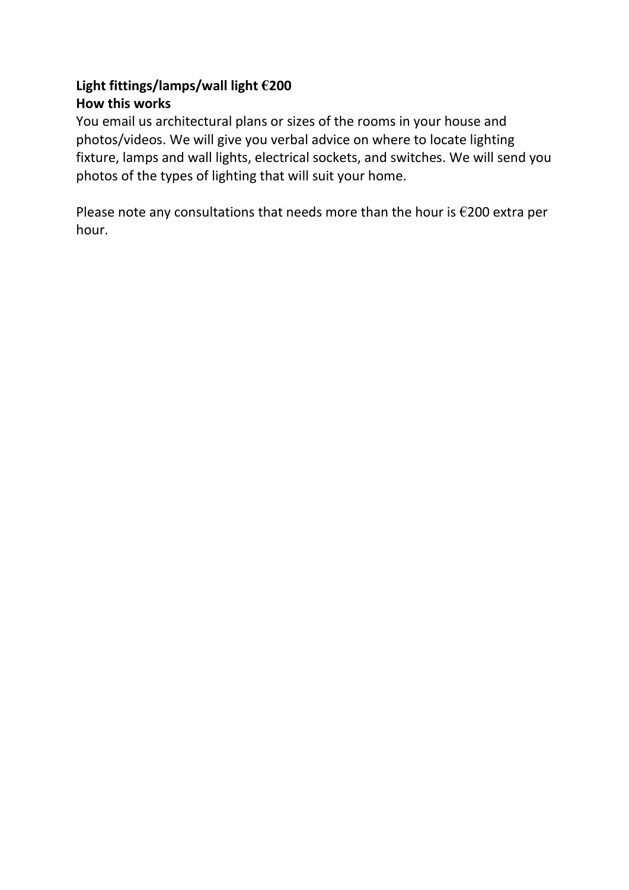**Light fittings/lamps/wall light €200**
**How this works**
You email us architectural plans or sizes of the rooms in your house and photos/videos. We will give you verbal advice on where to locate lighting fixture, lamps and wall lights, electrical sockets, and switches. We will send you photos of the types of lighting that will suit your home.

Please note any consultations that needs more than the hour is €200 extra per hour.